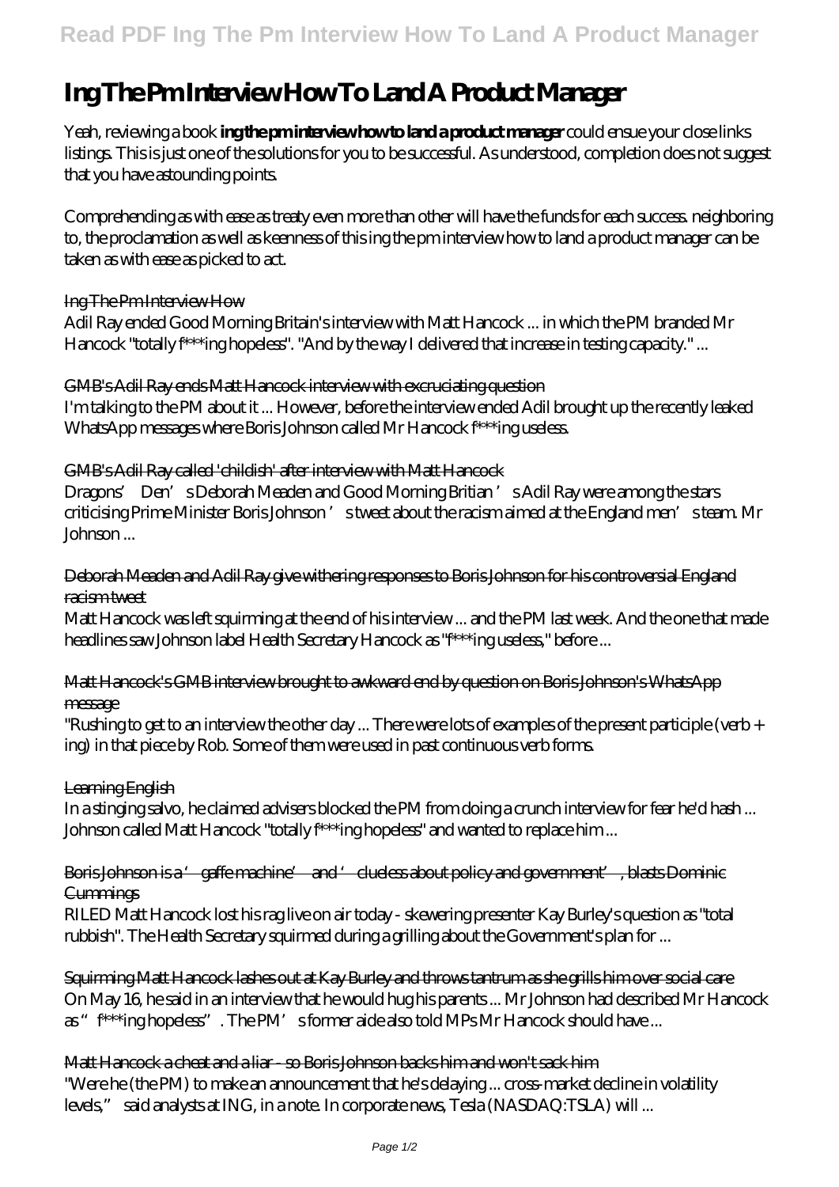# Ing The Pm Interview How To Land A Product Manager

Yeah, reviewing a book **ing the pm interview how to land a product manager** could ensue your close links listings. This is just one of the solutions for you to be successful. As understood, completion does not suggest that you have astounding points.

Comprehending as with ease as treaty even more than other will have the funds for each success. neighboring to, the proclamation as well as keenness of this ing the pm interview how to land a product manager can be taken as with ease as picked to act.

## Ing The Pm Interview How

Adil Ray ended Good Morning Britain's interview with Matt Hancock ... in which the PM branded Mr Hancock "totally f***ing hopeless". "And by the way I delivered that increase in testing capacity." ...

## GMB's Adil Ray ends Matt Hancock interview with excruciating question

I'm talking to the PM about it ... However, before the interview ended Adil brought up the recently leaked WhatsApp messages where Boris Johnson called Mr Hancock f***ing useless.

## GMB's Adil Ray called 'childish' after interview with Matt Hancock

Dragons' Den's Deborah Meaden and Good Morning Britian's Adil Ray were among the stars criticising Prime Minister Boris Johnson's tweet about the racism aimed at the England men's team. Mr Johnson ...

## Deborah Meaden and Adil Ray give withering responses to Boris Johnson for his controversial England racism tweet

Matt Hancock was left squirming at the end of his interview ... and the PM last week. And the one that made headlines saw Johnson label Health Secretary Hancock as "f***ing useless," before ...

## Matt Hancock's GMB interview brought to awkward end by question on Boris Johnson's WhatsApp message

"Rushing to get to an interview the other day ... There were lots of examples of the present participle (verb + ing) in that piece by Rob. Some of them were used in past continuous verb forms.

## Learning English

In a stinging salvo, he claimed advisers blocked the PM from doing a crunch interview for fear he'd hash ... Johnson called Matt Hancock "totally f***ing hopeless" and wanted to replace him ...

## Boris Johnson is a 'gaffe machine' and 'clueless about policy and government', blasts Dominic Cummings

RILED Matt Hancock lost his rag live on air today - skewering presenter Kay Burley's question as "total rubbish". The Health Secretary squirmed during a grilling about the Government's plan for ...

## Squirming Matt Hancock lashes out at Kay Burley and throws tantrum as she grills him over social care

On May 16, he said in an interview that he would hug his parents ... Mr Johnson had described Mr Hancock as "f***ing hopeless". The PM's former aide also told MPs Mr Hancock should have ...

## Matt Hancock a cheat and a liar - so Boris Johnson backs him and won't sack him

"Were he (the PM) to make an announcement that he's delaying ... cross-market decline in volatility levels," said analysts at ING, in a note. In corporate news, Tesla (NASDAQ:TSLA) will ...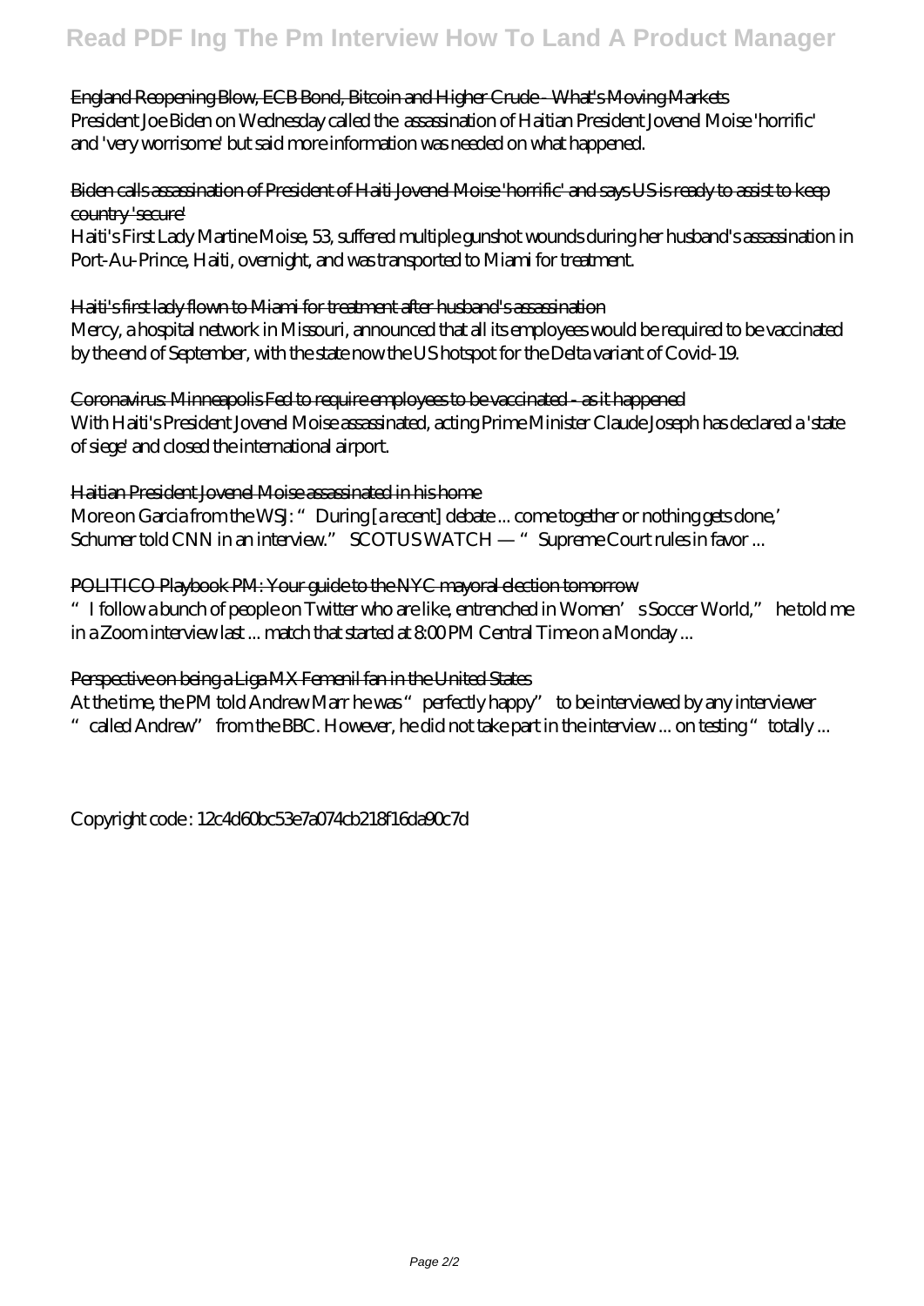England Reopening Blow, ECB Bond, Bitcoin and Higher Crude - What's Moving Markets
President Joe Biden on Wednesday called the assassination of Haitian President Jovenel Moise 'horrific' and 'very worrisome' but said more information was needed on what happened.

Biden calls assassination of President of Haiti Jovenel Moise 'horrific' and says US is ready to assist to keep country 'secure'
Haiti's First Lady Martine Moise, 53, suffered multiple gunshot wounds during her husband's assassination in Port-Au-Prince, Haiti, overnight, and was transported to Miami for treatment.

Haiti's first lady flown to Miami for treatment after husband's assassination
Mercy, a hospital network in Missouri, announced that all its employees would be required to be vaccinated by the end of September, with the state now the US hotspot for the Delta variant of Covid-19.

Coronavirus: Minneapolis Fed to require employees to be vaccinated - as it happened
With Haiti's President Jovenel Moise assassinated, acting Prime Minister Claude Joseph has declared a 'state of siege' and closed the international airport.

Haitian President Jovenel Moise assassinated in his home
More on Garcia from the WSJ: "During [a recent] debate ... come together or nothing gets done,' Schumer told CNN in an interview." SCOTUS WATCH — "Supreme Court rules in favor ...

POLITICO Playbook PM: Your guide to the NYC mayoral election tomorrow
"I follow a bunch of people on Twitter who are like, entrenched in Women's Soccer World," he told me in a Zoom interview last ... match that started at 8:00 PM Central Time on a Monday ...

Perspective on being a Liga MX Femenil fan in the United States
At the time, the PM told Andrew Marr he was "perfectly happy" to be interviewed by any interviewer "called Andrew" from the BBC. However, he did not take part in the interview ... on testing "totally ...

Copyright code : 12c4d60bc53e7a074cb218f16da90c7d